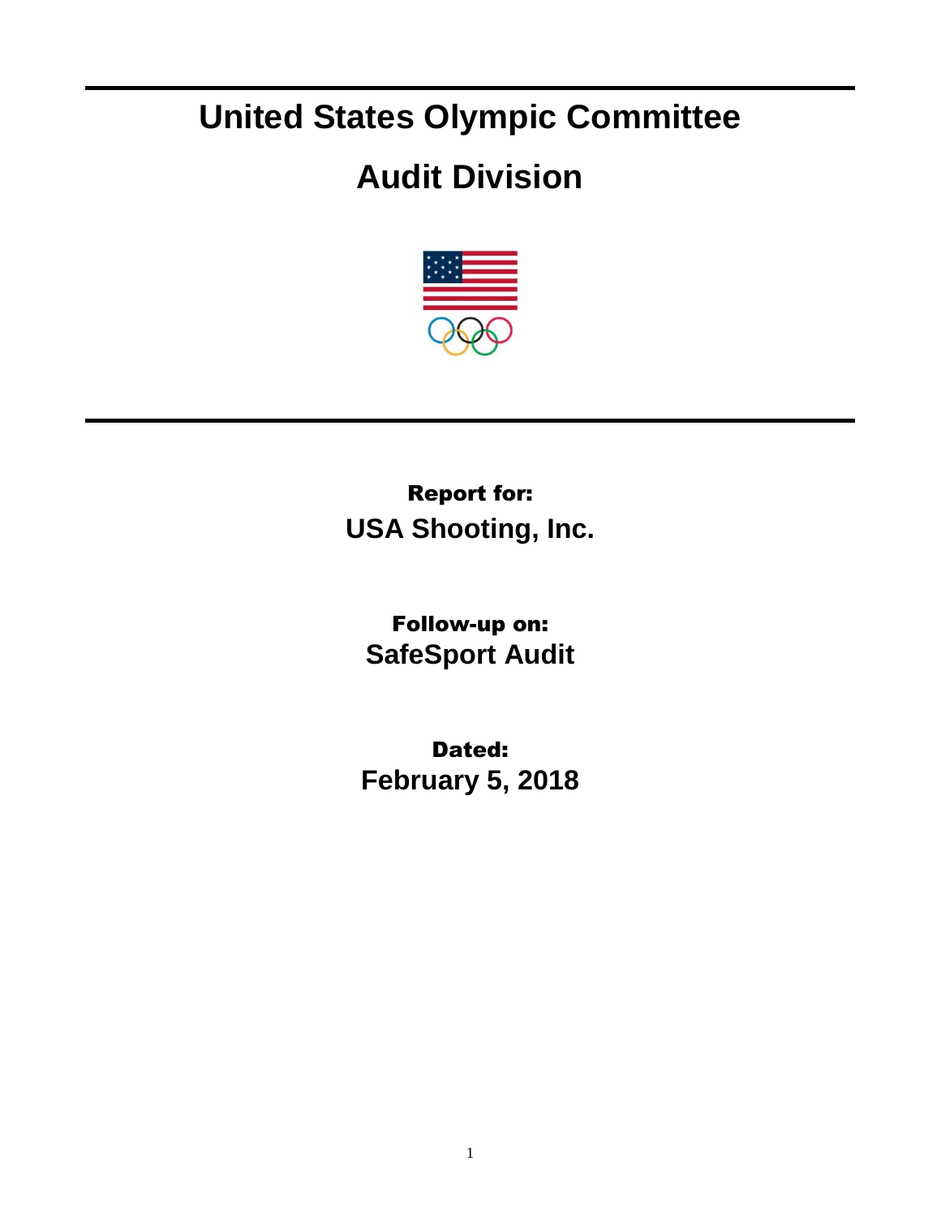# United States Olympic Committee

# Audit Division

**Report for:**

**USA Shooting, Inc.**

**Follow-up on:**

**SafeSport Audit**

**Dated:**

**February 5, 2018**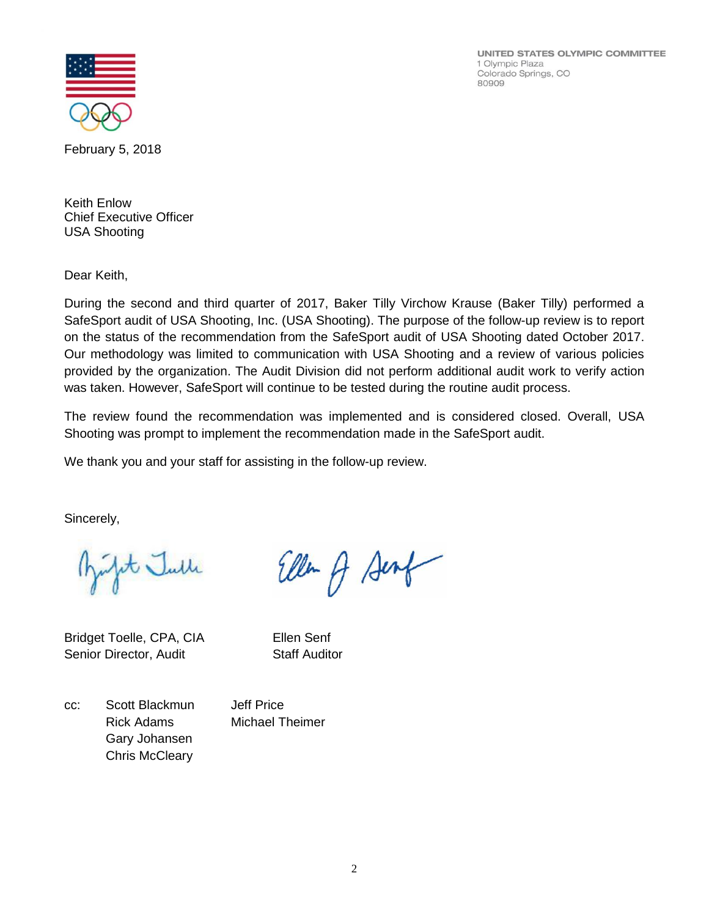UNITED STATES OLYMPIC COMMITTEE
1 Olympic Plaza
Colorado Springs, CO
80909

February 5, 2018

Keith Enlow
Chief Executive Officer
USA Shooting

Dear Keith,

During the second and third quarter of 2017, Baker Tilly Virchow Krause (Baker Tilly) performed a SafeSport audit of USA Shooting, Inc. (USA Shooting). The purpose of the follow-up review is to report on the status of the recommendation from the SafeSport audit of USA Shooting dated October 2017. Our methodology was limited to communication with USA Shooting and a review of various policies provided by the organization. The Audit Division did not perform additional audit work to verify action was taken. However, SafeSport will continue to be tested during the routine audit process.

The review found the recommendation was implemented and is considered closed. Overall, USA Shooting was prompt to implement the recommendation made in the SafeSport audit.

We thank you and your staff for assisting in the follow-up review.

Sincerely,

Bridget Toelle, CPA, CIA
Senior Director, Audit

Ellen Senf
Staff Auditor

cc: Scott Blackmun
Rick Adams
Gary Johansen
Chris McCleary
Jeff Price
Michael Theimer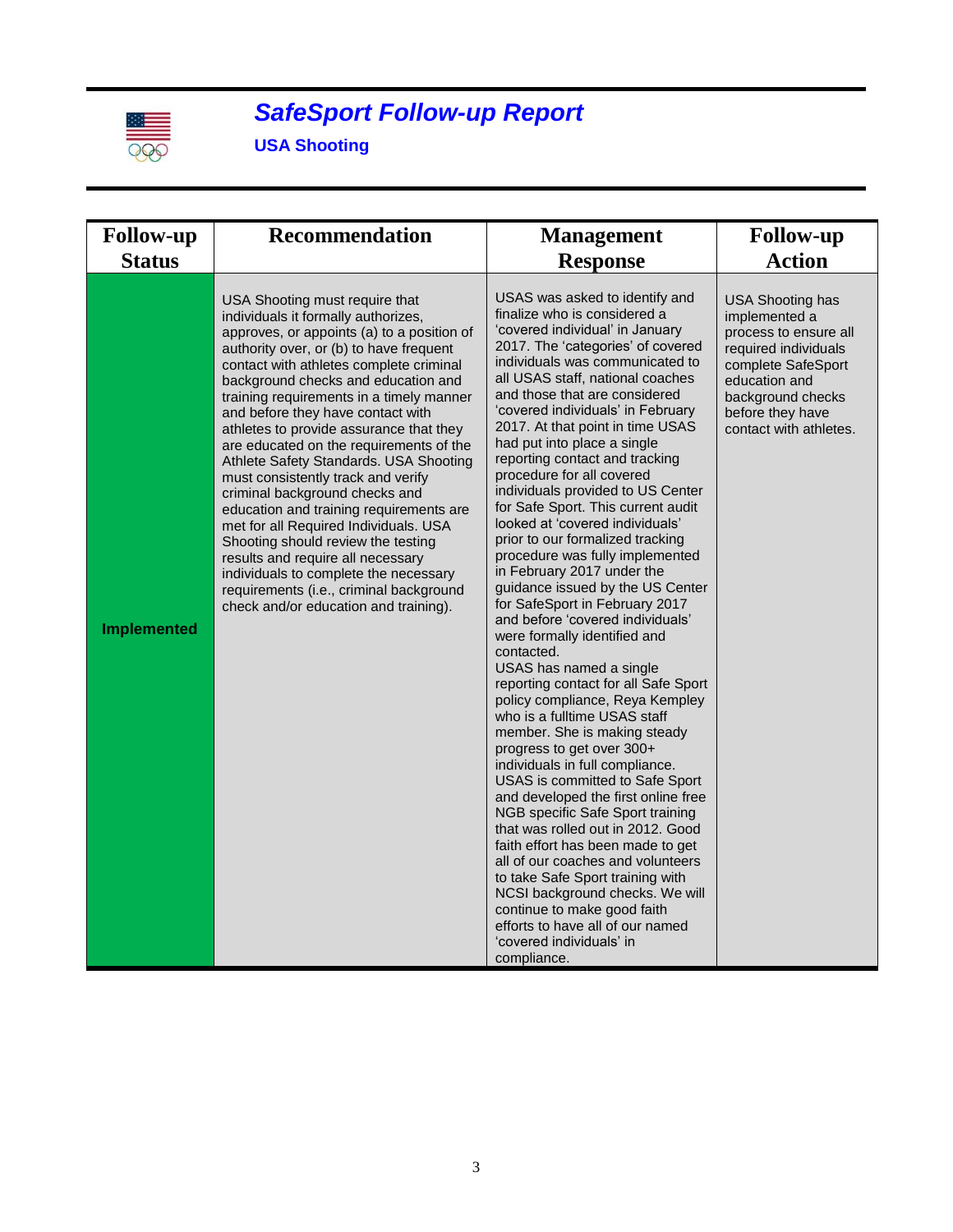# *SafeSport Follow-up Report*

## USA Shooting

| Follow-up Status | Recommendation | Management Response | Follow-up Action |
|---|---|---|---|
| **Implemented** | USA Shooting must require that individuals it formally authorizes, approves, or appoints (a) to a position of authority over, or (b) to have frequent contact with athletes complete criminal background checks and education and training requirements in a timely manner and before they have contact with athletes to provide assurance that they are educated on the requirements of the Athlete Safety Standards. USA Shooting must consistently track and verify criminal background checks and education and training requirements are met for all Required Individuals. USA Shooting should review the testing results and require all necessary individuals to complete the necessary requirements (i.e., criminal background check and/or education and training). | USAS was asked to identify and finalize who is considered a 'covered individual' in January 2017. The 'categories' of covered individuals was communicated to all USAS staff, national coaches and those that are considered 'covered individuals' in February 2017. At that point in time USAS had put into place a single reporting contact and tracking procedure for all covered individuals provided to US Center for Safe Sport. This current audit looked at 'covered individuals' prior to our formalized tracking procedure was fully implemented in February 2017 under the guidance issued by the US Center for SafeSport in February 2017 and before 'covered individuals' were formally identified and contacted.<br>USAS has named a single reporting contact for all Safe Sport policy compliance, Reya Kempley who is a fulltime USAS staff member. She is making steady progress to get over 300+ individuals in full compliance.<br>USAS is committed to Safe Sport and developed the first online free NGB specific Safe Sport training that was rolled out in 2012. Good faith effort has been made to get all of our coaches and volunteers to take Safe Sport training with NCSI background checks. We will continue to make good faith efforts to have all of our named 'covered individuals' in compliance. | USA Shooting has implemented a process to ensure all required individuals complete SafeSport education and background checks before they have contact with athletes. |